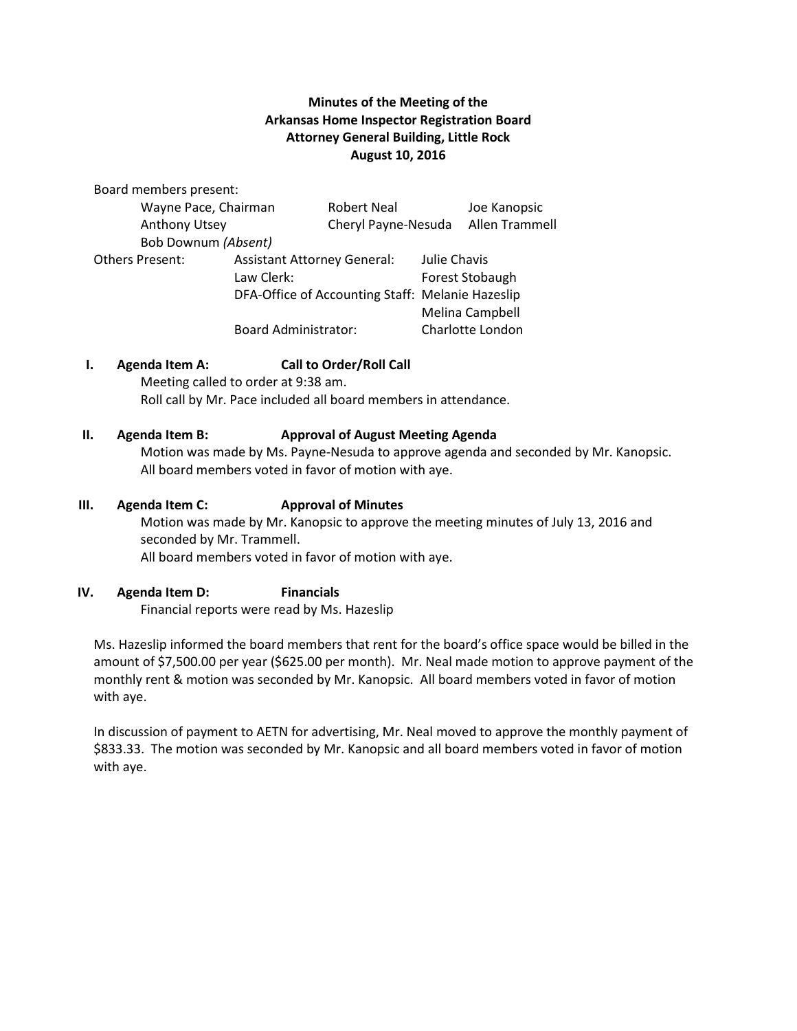**Minutes of the Meeting of the**
**Arkansas Home Inspector Registration Board**
**Attorney General Building, Little Rock**
**August 10, 2016**

Board members present:

| | | |
|---|---|---|
| Wayne Pace, Chairman | Robert Neal | Joe Kanopsic |
| Anthony Utsey | Cheryl Payne-Nesuda | Allen Trammell |
| Bob Downum *(Absent)* | | |

Others Present:

| | |
|---|---|
| Assistant Attorney General: | Julie Chavis |
| Law Clerk: | Forest Stobaugh |
| DFA-Office of Accounting Staff: | Melanie Hazeslip |
| | Melina Campbell |
| Board Administrator: | Charlotte London |

**I. Agenda Item A: Call to Order/Roll Call**

Meeting called to order at 9:38 am.
Roll call by Mr. Pace included all board members in attendance.

**II. Agenda Item B: Approval of August Meeting Agenda**

Motion was made by Ms. Payne-Nesuda to approve agenda and seconded by Mr. Kanopsic.
All board members voted in favor of motion with aye.

**III. Agenda Item C: Approval of Minutes**

Motion was made by Mr. Kanopsic to approve the meeting minutes of July 13, 2016 and seconded by Mr. Trammell.
All board members voted in favor of motion with aye.

**IV. Agenda Item D: Financials**

Financial reports were read by Ms. Hazeslip

Ms. Hazeslip informed the board members that rent for the board's office space would be billed in the amount of $7,500.00 per year ($625.00 per month). Mr. Neal made motion to approve payment of the monthly rent & motion was seconded by Mr. Kanopsic. All board members voted in favor of motion with aye.

In discussion of payment to AETN for advertising, Mr. Neal moved to approve the monthly payment of $833.33. The motion was seconded by Mr. Kanopsic and all board members voted in favor of motion with aye.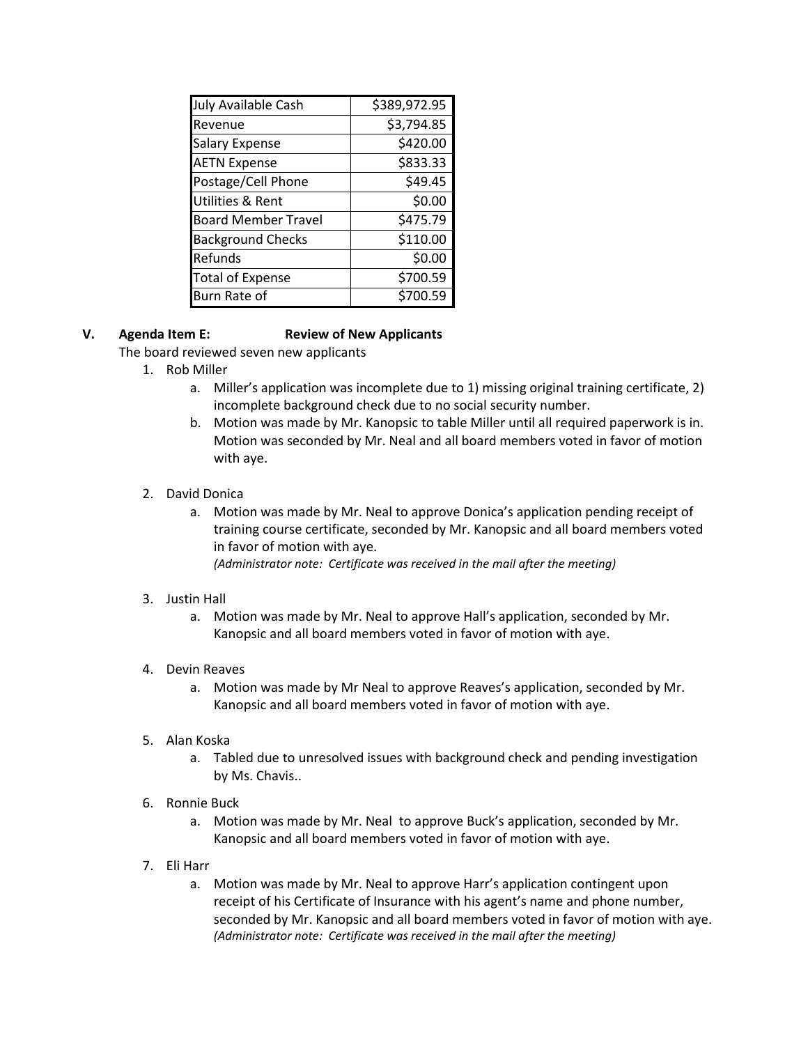| July Available Cash | $389,972.95 |
|---|---|
| Revenue | $3,794.85 |
| Salary Expense | $420.00 |
| AETN Expense | $833.33 |
| Postage/Cell Phone | $49.45 |
| Utilities & Rent | $0.00 |
| Board Member Travel | $475.79 |
| Background Checks | $110.00 |
| Refunds | $0.00 |
| Total of Expense | $700.59 |
| Burn Rate of | $700.59 |

**V. Agenda Item E: Review of New Applicants**

The board reviewed seven new applicants

1. Rob Miller
   a. Miller's application was incomplete due to 1) missing original training certificate, 2) incomplete background check due to no social security number.
   b. Motion was made by Mr. Kanopsic to table Miller until all required paperwork is in. Motion was seconded by Mr. Neal and all board members voted in favor of motion with aye.

2. David Donica
   a. Motion was made by Mr. Neal to approve Donica's application pending receipt of training course certificate, seconded by Mr. Kanopsic and all board members voted in favor of motion with aye.
      *(Administrator note: Certificate was received in the mail after the meeting)*

3. Justin Hall
   a. Motion was made by Mr. Neal to approve Hall's application, seconded by Mr. Kanopsic and all board members voted in favor of motion with aye.

4. Devin Reaves
   a. Motion was made by Mr Neal to approve Reaves's application, seconded by Mr. Kanopsic and all board members voted in favor of motion with aye.

5. Alan Koska
   a. Tabled due to unresolved issues with background check and pending investigation by Ms. Chavis..

6. Ronnie Buck
   a. Motion was made by Mr. Neal to approve Buck's application, seconded by Mr. Kanopsic and all board members voted in favor of motion with aye.

7. Eli Harr
   a. Motion was made by Mr. Neal to approve Harr's application contingent upon receipt of his Certificate of Insurance with his agent's name and phone number, seconded by Mr. Kanopsic and all board members voted in favor of motion with aye.
      *(Administrator note: Certificate was received in the mail after the meeting)*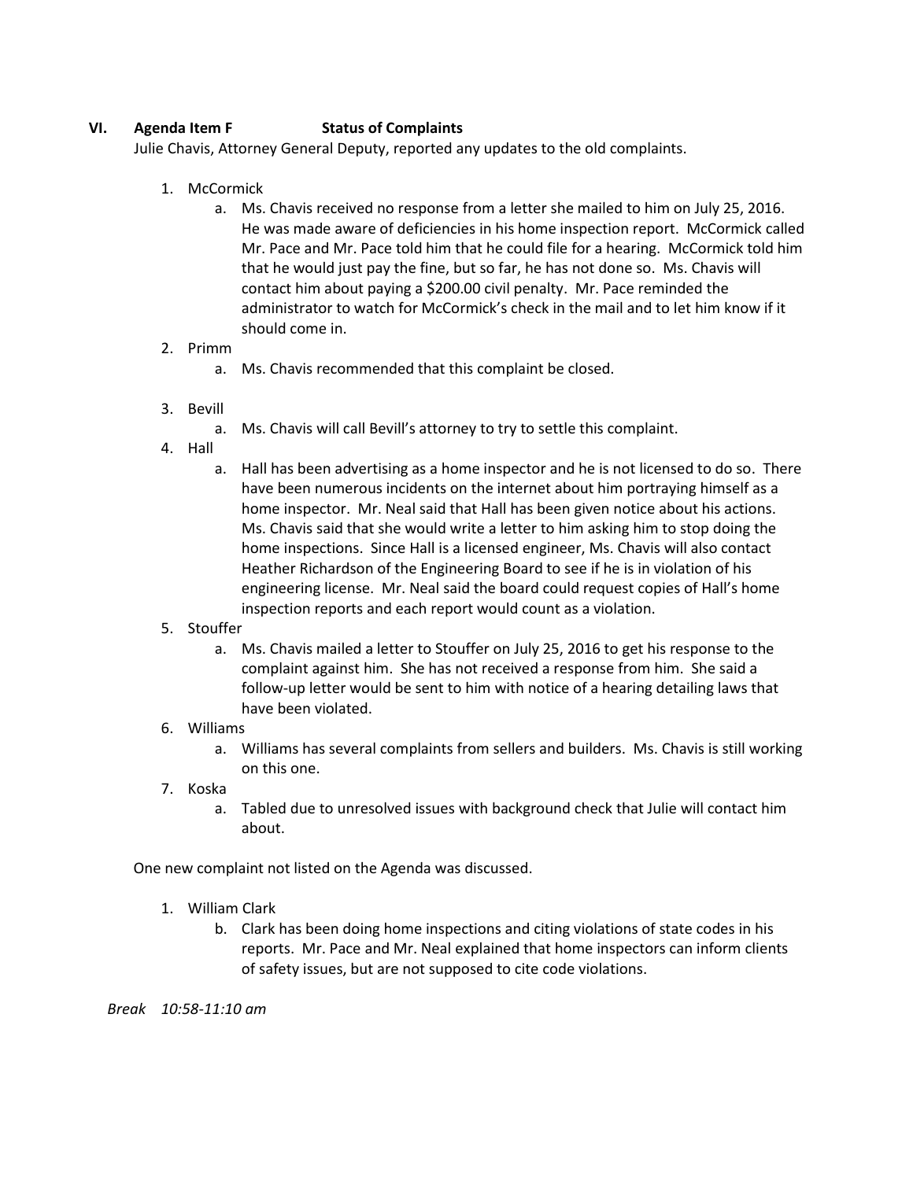**VI. Agenda Item F Status of Complaints**

Julie Chavis, Attorney General Deputy, reported any updates to the old complaints.

1. McCormick
   a. Ms. Chavis received no response from a letter she mailed to him on July 25, 2016. He was made aware of deficiencies in his home inspection report. McCormick called Mr. Pace and Mr. Pace told him that he could file for a hearing. McCormick told him that he would just pay the fine, but so far, he has not done so. Ms. Chavis will contact him about paying a $200.00 civil penalty. Mr. Pace reminded the administrator to watch for McCormick's check in the mail and to let him know if it should come in.
2. Primm
   a. Ms. Chavis recommended that this complaint be closed.
3. Bevill
   a. Ms. Chavis will call Bevill's attorney to try to settle this complaint.
4. Hall
   a. Hall has been advertising as a home inspector and he is not licensed to do so. There have been numerous incidents on the internet about him portraying himself as a home inspector. Mr. Neal said that Hall has been given notice about his actions. Ms. Chavis said that she would write a letter to him asking him to stop doing the home inspections. Since Hall is a licensed engineer, Ms. Chavis will also contact Heather Richardson of the Engineering Board to see if he is in violation of his engineering license. Mr. Neal said the board could request copies of Hall's home inspection reports and each report would count as a violation.
5. Stouffer
   a. Ms. Chavis mailed a letter to Stouffer on July 25, 2016 to get his response to the complaint against him. She has not received a response from him. She said a follow-up letter would be sent to him with notice of a hearing detailing laws that have been violated.
6. Williams
   a. Williams has several complaints from sellers and builders. Ms. Chavis is still working on this one.
7. Koska
   a. Tabled due to unresolved issues with background check that Julie will contact him about.

One new complaint not listed on the Agenda was discussed.

1. William Clark
   b. Clark has been doing home inspections and citing violations of state codes in his reports. Mr. Pace and Mr. Neal explained that home inspectors can inform clients of safety issues, but are not supposed to cite code violations.

*Break 10:58-11:10 am*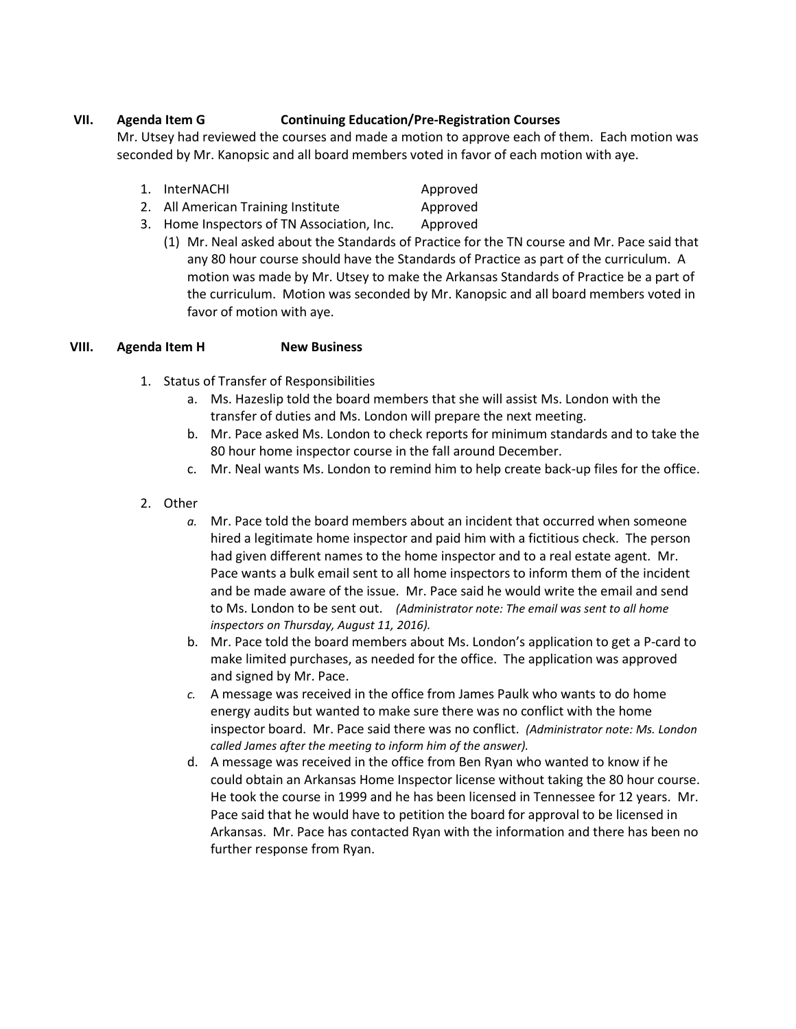## VII. Agenda Item G — Continuing Education/Pre-Registration Courses

Mr. Utsey had reviewed the courses and made a motion to approve each of them. Each motion was seconded by Mr. Kanopsic and all board members voted in favor of each motion with aye.

1. InterNACHI — Approved
2. All American Training Institute — Approved
3. Home Inspectors of TN Association, Inc. — Approved
   (1) Mr. Neal asked about the Standards of Practice for the TN course and Mr. Pace said that any 80 hour course should have the Standards of Practice as part of the curriculum. A motion was made by Mr. Utsey to make the Arkansas Standards of Practice be a part of the curriculum. Motion was seconded by Mr. Kanopsic and all board members voted in favor of motion with aye.

## VIII. Agenda Item H — New Business

1. Status of Transfer of Responsibilities
   a. Ms. Hazeslip told the board members that she will assist Ms. London with the transfer of duties and Ms. London will prepare the next meeting.
   b. Mr. Pace asked Ms. London to check reports for minimum standards and to take the 80 hour home inspector course in the fall around December.
   c. Mr. Neal wants Ms. London to remind him to help create back-up files for the office.

2. Other
   *a.* Mr. Pace told the board members about an incident that occurred when someone hired a legitimate home inspector and paid him with a fictitious check. The person had given different names to the home inspector and to a real estate agent. Mr. Pace wants a bulk email sent to all home inspectors to inform them of the incident and be made aware of the issue. Mr. Pace said he would write the email and send to Ms. London to be sent out. *(Administrator note: The email was sent to all home inspectors on Thursday, August 11, 2016).*
   b. Mr. Pace told the board members about Ms. London's application to get a P-card to make limited purchases, as needed for the office. The application was approved and signed by Mr. Pace.
   *c.* A message was received in the office from James Paulk who wants to do home energy audits but wanted to make sure there was no conflict with the home inspector board. Mr. Pace said there was no conflict. *(Administrator note: Ms. London called James after the meeting to inform him of the answer).*
   d. A message was received in the office from Ben Ryan who wanted to know if he could obtain an Arkansas Home Inspector license without taking the 80 hour course. He took the course in 1999 and he has been licensed in Tennessee for 12 years. Mr. Pace said that he would have to petition the board for approval to be licensed in Arkansas. Mr. Pace has contacted Ryan with the information and there has been no further response from Ryan.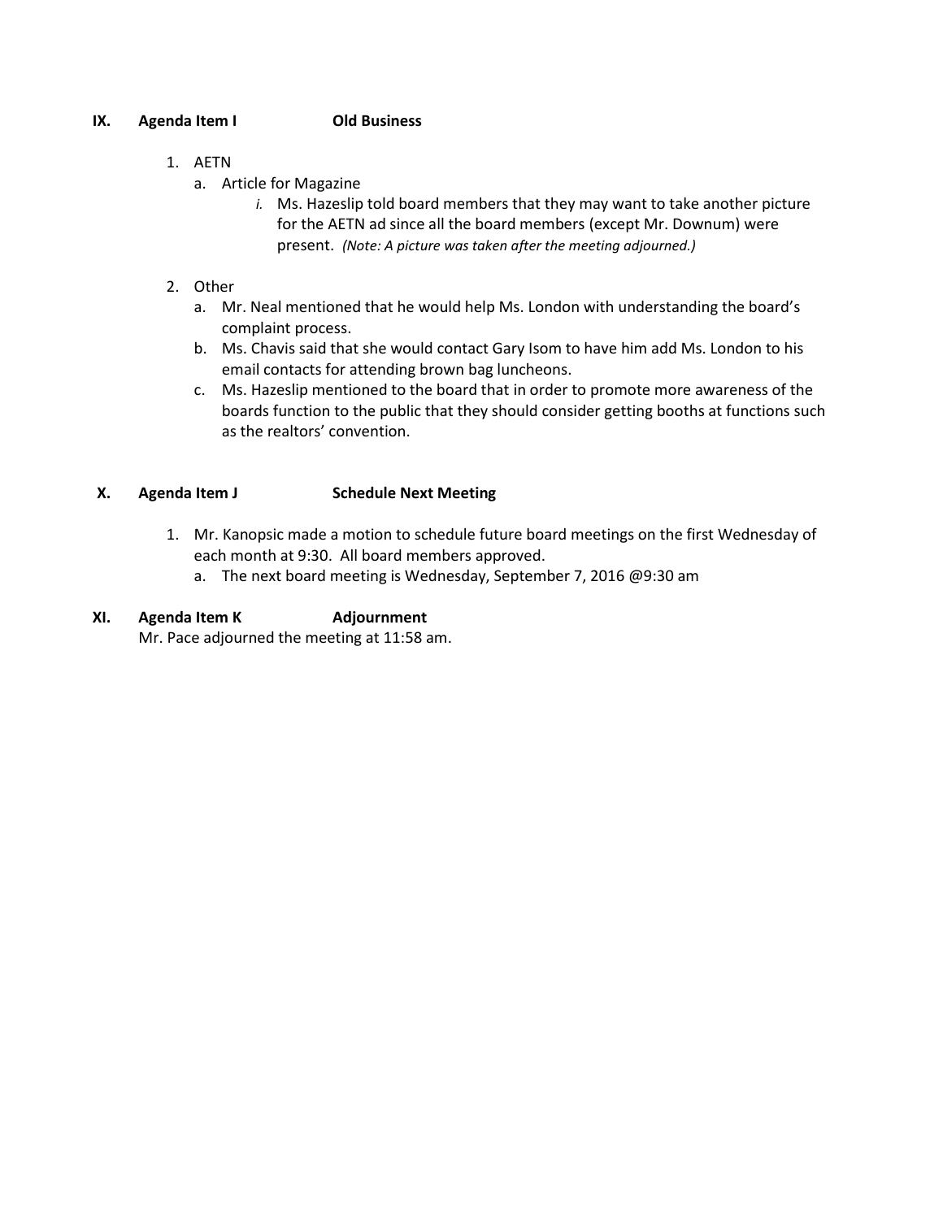## IX. Agenda Item I Old Business

1. AETN
   a. Article for Magazine
      i. Ms. Hazeslip told board members that they may want to take another picture for the AETN ad since all the board members (except Mr. Downum) were present. *(Note: A picture was taken after the meeting adjourned.)*

2. Other
   a. Mr. Neal mentioned that he would help Ms. London with understanding the board's complaint process.
   b. Ms. Chavis said that she would contact Gary Isom to have him add Ms. London to his email contacts for attending brown bag luncheons.
   c. Ms. Hazeslip mentioned to the board that in order to promote more awareness of the boards function to the public that they should consider getting booths at functions such as the realtors' convention.

## X. Agenda Item J Schedule Next Meeting

1. Mr. Kanopsic made a motion to schedule future board meetings on the first Wednesday of each month at 9:30. All board members approved.
   a. The next board meeting is Wednesday, September 7, 2016 @9:30 am

## XI. Agenda Item K Adjournment

Mr. Pace adjourned the meeting at 11:58 am.